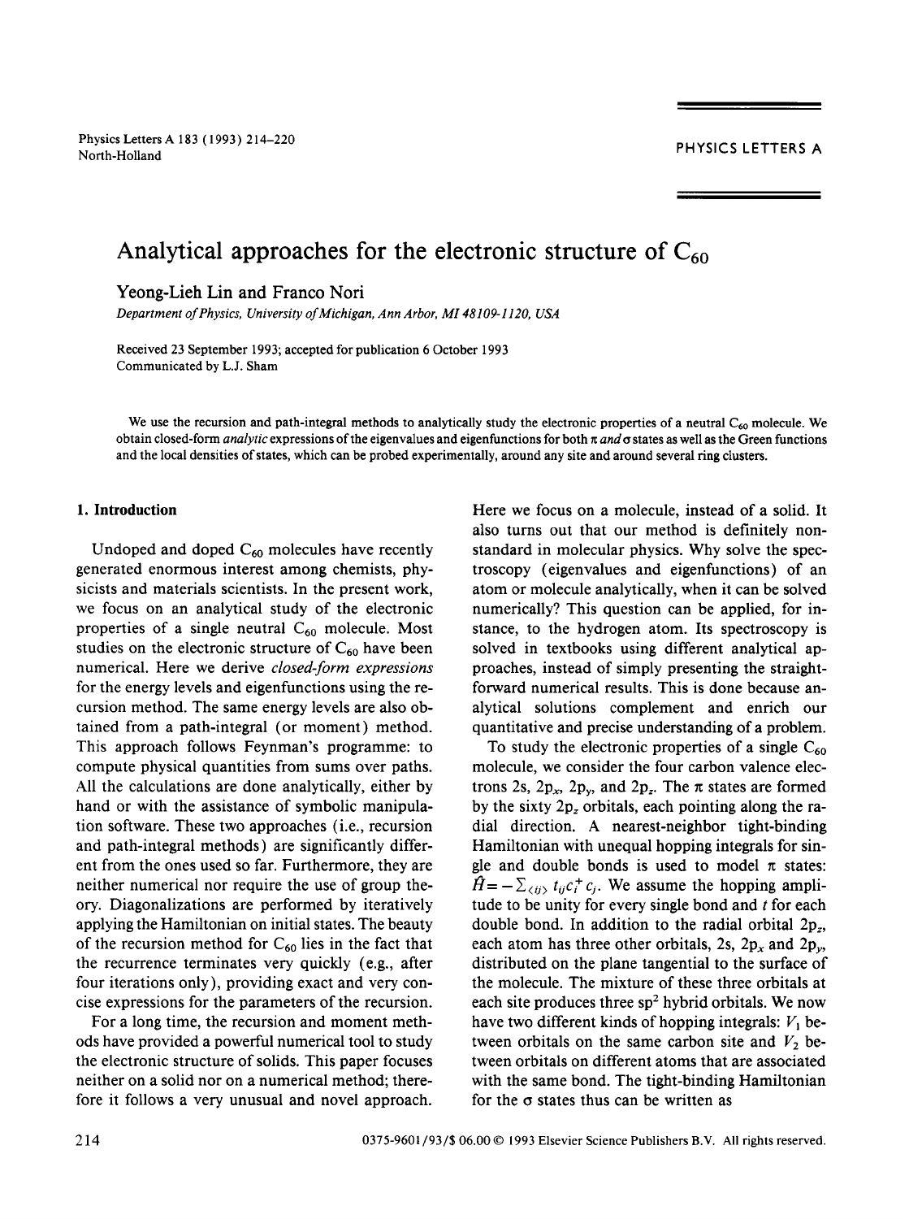# Analytical approaches for the electronic structure of $C_{60}$

Yeong-Lieh Lin and Franco Nori

*Department of Physics, University of Michigan, Ann Arbor, MI 48109-1120, USA*

Received 23 September 1993; accepted for publication 6 October 1993
Communicated by L.J. Sham

We use the recursion and path-integral methods to analytically study the electronic properties of a neutral $C_{60}$ molecule. We obtain closed-form *analytic* expressions of the eigenvalues and eigenfunctions for both $\pi$ *and* $\sigma$ states as well as the Green functions and the local densities of states, which can be probed experimentally, around any site and around several ring clusters.

## 1. Introduction

Undoped and doped $C_{60}$ molecules have recently generated enormous interest among chemists, physicists and materials scientists. In the present work, we focus on an analytical study of the electronic properties of a single neutral $C_{60}$ molecule. Most studies on the electronic structure of $C_{60}$ have been numerical. Here we derive *closed-form expressions* for the energy levels and eigenfunctions using the recursion method. The same energy levels are also obtained from a path-integral (or moment) method. This approach follows Feynman's programme: to compute physical quantities from sums over paths. All the calculations are done analytically, either by hand or with the assistance of symbolic manipulation software. These two approaches (i.e., recursion and path-integral methods) are significantly different from the ones used so far. Furthermore, they are neither numerical nor require the use of group theory. Diagonalizations are performed by iteratively applying the Hamiltonian on initial states. The beauty of the recursion method for $C_{60}$ lies in the fact that the recurrence terminates very quickly (e.g., after four iterations only), providing exact and very concise expressions for the parameters of the recursion.

For a long time, the recursion and moment methods have provided a powerful numerical tool to study the electronic structure of solids. This paper focuses neither on a solid nor on a numerical method; therefore it follows a very unusual and novel approach. Here we focus on a molecule, instead of a solid. It also turns out that our method is definitely nonstandard in molecular physics. Why solve the spectroscopy (eigenvalues and eigenfunctions) of an atom or molecule analytically, when it can be solved numerically? This question can be applied, for instance, to the hydrogen atom. Its spectroscopy is solved in textbooks using different analytical approaches, instead of simply presenting the straightforward numerical results. This is done because analytical solutions complement and enrich our quantitative and precise understanding of a problem.

To study the electronic properties of a single $C_{60}$ molecule, we consider the four carbon valence electrons 2s, $2p_x$, $2p_y$, and $2p_z$. The $\pi$ states are formed by the sixty $2p_z$ orbitals, each pointing along the radial direction. A nearest-neighbor tight-binding Hamiltonian with unequal hopping integrals for single and double bonds is used to model $\pi$ states: $\hat{H} = -\sum_{\langle ij \rangle} t_{ij} c_i^+ c_j$. We assume the hopping amplitude to be unity for every single bond and $t$ for each double bond. In addition to the radial orbital $2p_z$, each atom has three other orbitals, 2s, $2p_x$ and $2p_y$, distributed on the plane tangential to the surface of the molecule. The mixture of these three orbitals at each site produces three $sp^2$ hybrid orbitals. We now have two different kinds of hopping integrals: $V_1$ between orbitals on the same carbon site and $V_2$ between orbitals on different atoms that are associated with the same bond. The tight-binding Hamiltonian for the $\sigma$ states thus can be written as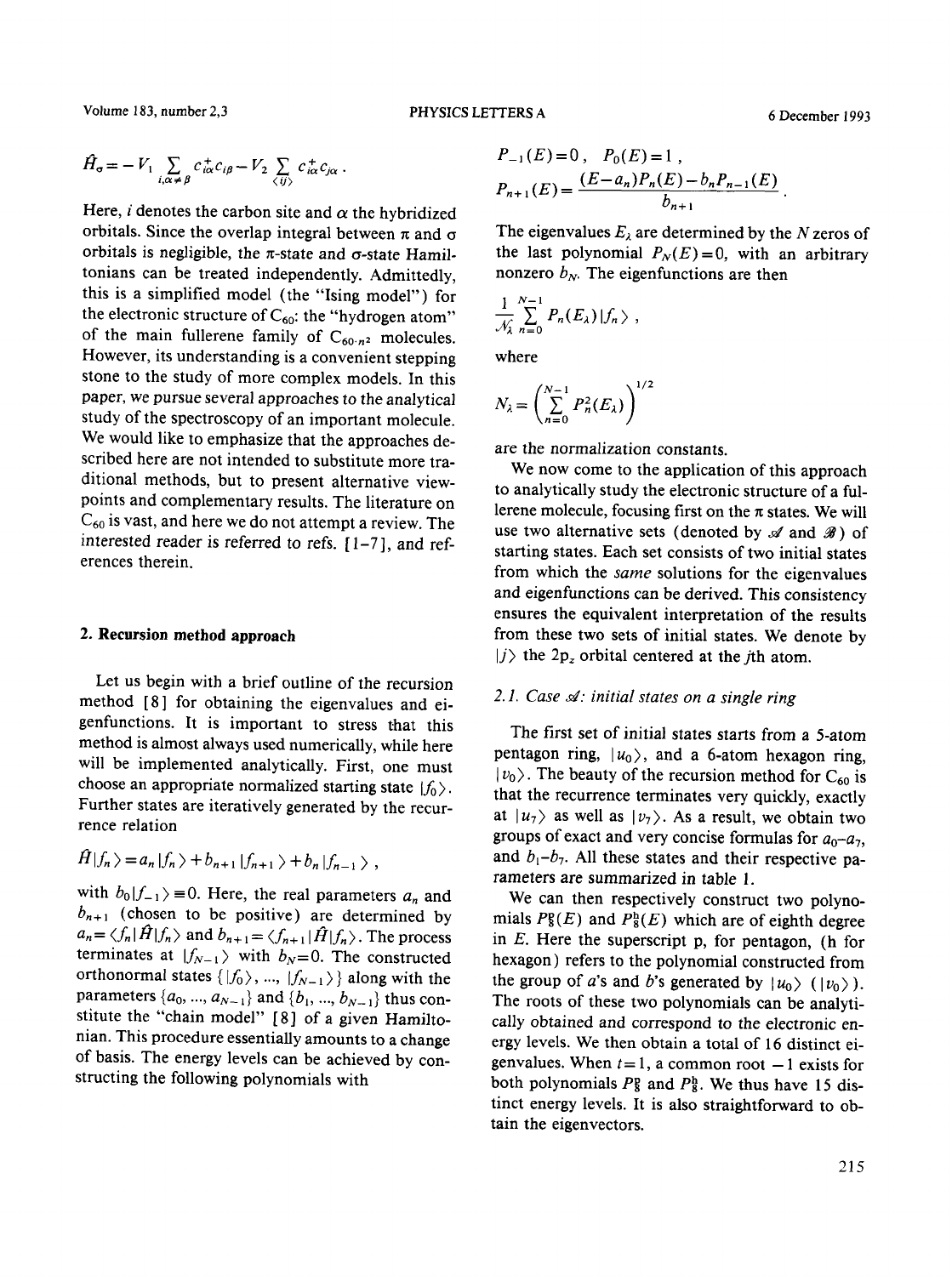$$\hat{H}_\sigma = -V_1 \sum_{i,\alpha \neq \beta} c_{i\alpha}^+ c_{i\beta} - V_2 \sum_{\langle ij \rangle} c_{i\alpha}^+ c_{j\alpha} .$$

Here, $i$ denotes the carbon site and $\alpha$ the hybridized orbitals. Since the overlap integral between $\pi$ and $\sigma$ orbitals is negligible, the $\pi$-state and $\sigma$-state Hamiltonians can be treated independently. Admittedly, this is a simplified model (the "Ising model") for the electronic structure of $C_{60}$: the "hydrogen atom" of the main fullerene family of $C_{60 \cdot n^2}$ molecules. However, its understanding is a convenient stepping stone to the study of more complex models. In this paper, we pursue several approaches to the analytical study of the spectroscopy of an important molecule. We would like to emphasize that the approaches described here are not intended to substitute more traditional methods, but to present alternative viewpoints and complementary results. The literature on $C_{60}$ is vast, and here we do not attempt a review. The interested reader is referred to refs. [1-7], and references therein.

## 2. Recursion method approach

Let us begin with a brief outline of the recursion method [8] for obtaining the eigenvalues and eigenfunctions. It is important to stress that this method is almost always used numerically, while here will be implemented analytically. First, one must choose an appropriate normalized starting state $|f_0\rangle$. Further states are iteratively generated by the recurrence relation

$$\hat{H}|f_n\rangle = a_n|f_n\rangle + b_{n+1}|f_{n+1}\rangle + b_n|f_{n-1}\rangle ,$$

with $b_0|f_{-1}\rangle \equiv 0$. Here, the real parameters $a_n$ and $b_{n+1}$ (chosen to be positive) are determined by $a_n = \langle f_n|\hat{H}|f_n\rangle$ and $b_{n+1} = \langle f_{n+1}|\hat{H}|f_n\rangle$. The process terminates at $|f_{N-1}\rangle$ with $b_N = 0$. The constructed orthonormal states $\{|f_0\rangle, ..., |f_{N-1}\rangle\}$ along with the parameters $\{a_0, ..., a_{N-1}\}$ and $\{b_1, ..., b_{N-1}\}$ thus constitute the "chain model" [8] of a given Hamiltonian. This procedure essentially amounts to a change of basis. The energy levels can be achieved by constructing the following polynomials with

$$P_{-1}(E) = 0 , \quad P_0(E) = 1 ,$$

$$P_{n+1}(E) = \frac{(E - a_n)P_n(E) - b_n P_{n-1}(E)}{b_{n+1}} .$$

The eigenvalues $E_\lambda$ are determined by the $N$ zeros of the last polynomial $P_N(E) = 0$, with an arbitrary nonzero $b_N$. The eigenfunctions are then

$$\frac{1}{\mathcal{N}_\lambda} \sum_{n=0}^{N-1} P_n(E_\lambda)|f_n\rangle ,$$

where

$$\mathcal{N}_\lambda = \left( \sum_{n=0}^{N-1} P_n^2(E_\lambda) \right)^{1/2}$$

are the normalization constants.

We now come to the application of this approach to analytically study the electronic structure of a fullerene molecule, focusing first on the $\pi$ states. We will use two alternative sets (denoted by $\mathscr{A}$ and $\mathscr{B}$) of starting states. Each set consists of two initial states from which the *same* solutions for the eigenvalues and eigenfunctions can be derived. This consistency ensures the equivalent interpretation of the results from these two sets of initial states. We denote by $|j\rangle$ the $2p_z$ orbital centered at the $j$th atom.

### 2.1. Case $\mathscr{A}$: initial states on a single ring

The first set of initial states starts from a 5-atom pentagon ring, $|u_0\rangle$, and a 6-atom hexagon ring, $|v_0\rangle$. The beauty of the recursion method for $C_{60}$ is that the recurrence terminates very quickly, exactly at $|u_7\rangle$ as well as $|v_7\rangle$. As a result, we obtain two groups of exact and very concise formulas for $a_0$–$a_7$, and $b_1$–$b_7$. All these states and their respective parameters are summarized in table 1.

We can then respectively construct two polynomials $P_8^{\mathrm{p}}(E)$ and $P_8^{\mathrm{h}}(E)$ which are of eighth degree in $E$. Here the superscript p, for pentagon, (h for hexagon) refers to the polynomial constructed from the group of $a$'s and $b$'s generated by $|u_0\rangle$ ($|v_0\rangle$). The roots of these two polynomials can be analytically obtained and correspond to the electronic energy levels. We then obtain a total of 16 distinct eigenvalues. When $t = 1$, a common root $-1$ exists for both polynomials $P_8^{\mathrm{p}}$ and $P_8^{\mathrm{h}}$. We thus have 15 distinct energy levels. It is also straightforward to obtain the eigenvectors.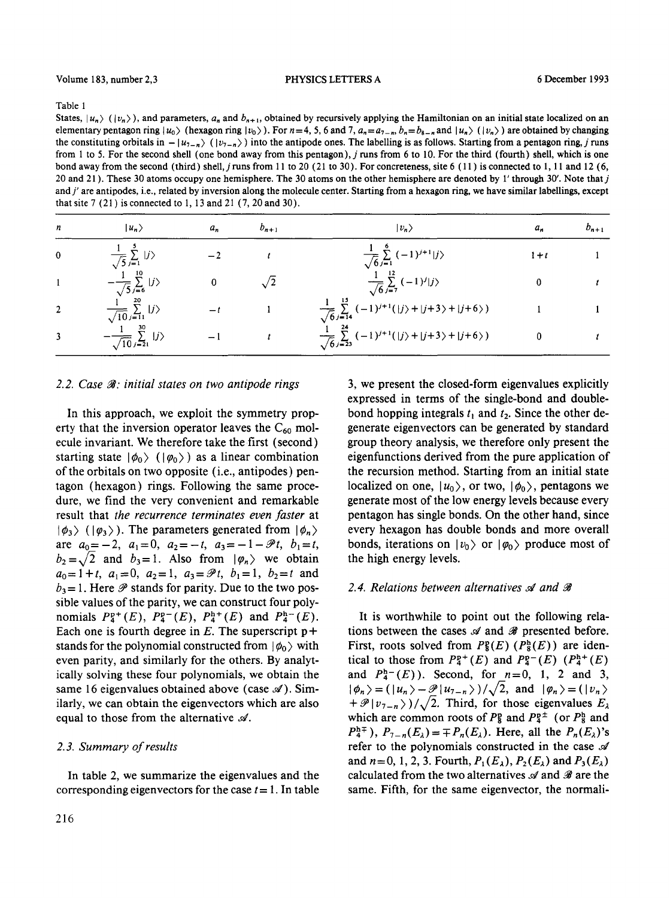Table 1

States, $|u_n\rangle$ ($|v_n\rangle$), and parameters, $a_n$ and $b_{n+1}$, obtained by recursively applying the Hamiltonian on an initial state localized on an elementary pentagon ring $|u_0\rangle$ (hexagon ring $|v_0\rangle$). For $n=4$, 5, 6 and 7, $a_n=a_{7-n}$, $b_n=b_{8-n}$ and $|u_n\rangle$ ($|v_n\rangle$) are obtained by changing the constituting orbitals in $-|u_{7-n}\rangle$ ($|v_{7-n}\rangle$) into the antipode ones. The labelling is as follows. Starting from a pentagon ring, $j$ runs from 1 to 5. For the second shell (one bond away from this pentagon), $j$ runs from 6 to 10. For the third (fourth) shell, which is one bond away from the second (third) shell, $j$ runs from 11 to 20 (21 to 30). For concreteness, site 6 (11) is connected to 1, 11 and 12 (6, 20 and 21). These 30 atoms occupy one hemisphere. The 30 atoms on the other hemisphere are denoted by 1′ through 30′. Note that $j$ and $j'$ are antipodes, i.e., related by inversion along the molecule center. Starting from a hexagon ring, we have similar labellings, except that site 7 (21) is connected to 1, 13 and 21 (7, 20 and 30).

| $n$ | $\|u_n\rangle$ | $a_n$ | $b_{n+1}$ | $\|v_n\rangle$ | $a_n$ | $b_{n+1}$ |
|---|---|---|---|---|---|---|
| 0 | $\frac{1}{\sqrt{5}}\sum_{j=1}^{5}\|j\rangle$ | $-2$ | $t$ | $\frac{1}{\sqrt{6}}\sum_{j=1}^{6}(-1)^{j+1}\|j\rangle$ | $1+t$ | 1 |
| 1 | $-\frac{1}{\sqrt{5}}\sum_{j=6}^{10}\|j\rangle$ | 0 | $\sqrt{2}$ | $\frac{1}{\sqrt{6}}\sum_{j=7}^{12}(-1)^{j}\|j\rangle$ | 0 | $t$ |
| 2 | $\frac{1}{\sqrt{10}}\sum_{j=11}^{20}\|j\rangle$ | $-t$ | 1 | $\frac{1}{\sqrt{6}}\sum_{j=14}^{15}(-1)^{j+1}(\|j\rangle+\|j+3\rangle+\|j+6\rangle)$ | 1 | 1 |
| 3 | $-\frac{1}{\sqrt{10}}\sum_{j=21}^{30}\|j\rangle$ | $-1$ | $t$ | $\frac{1}{\sqrt{6}}\sum_{j=23}^{24}(-1)^{j+1}(\|j\rangle+\|j+3\rangle+\|j+6\rangle)$ | 0 | $t$ |

### 2.2. Case $\mathscr{B}$: initial states on two antipode rings

In this approach, we exploit the symmetry property that the inversion operator leaves the $C_{60}$ molecule invariant. We therefore take the first (second) starting state $|\phi_0\rangle$ ($|\varphi_0\rangle$) as a linear combination of the orbitals on two opposite (i.e., antipodes) pentagon (hexagon) rings. Following the same procedure, we find the very convenient and remarkable result that *the recurrence terminates even faster* at $|\phi_3\rangle$ ($|\varphi_3\rangle$). The parameters generated from $|\phi_n\rangle$ are $a_0=-2$, $a_1=0$, $a_2=-t$, $a_3=-1-\mathscr{P}t$, $b_1=t$, $b_2=\sqrt{2}$ and $b_3=1$. Also from $|\varphi_n\rangle$ we obtain $a_0=1+t$, $a_1=0$, $a_2=1$, $a_3=\mathscr{P}t$, $b_1=1$, $b_2=t$ and $b_3=1$. Here $\mathscr{P}$ stands for parity. Due to the two possible values of the parity, we can construct four polynomials $P_4^{p+}(E)$, $P_4^{p-}(E)$, $P_4^{h+}(E)$ and $P_4^{h-}(E)$. Each one is fourth degree in $E$. The superscript p+ stands for the polynomial constructed from $|\phi_0\rangle$ with even parity, and similarly for the others. By analytically solving these four polynomials, we obtain the same 16 eigenvalues obtained above (case $\mathscr{A}$). Similarly, we can obtain the eigenvectors which are also equal to those from the alternative $\mathscr{A}$.

### 2.3. Summary of results

In table 2, we summarize the eigenvalues and the corresponding eigenvectors for the case $t=1$. In table 3, we present the closed-form eigenvalues explicitly expressed in terms of the single-bond and double-bond hopping integrals $t_1$ and $t_2$. Since the other degenerate eigenvectors can be generated by standard group theory analysis, we therefore only present the eigenfunctions derived from the pure application of the recursion method. Starting from an initial state localized on one, $|u_0\rangle$, or two, $|\phi_0\rangle$, pentagons we generate most of the low energy levels because every pentagon has single bonds. On the other hand, since every hexagon has double bonds and more overall bonds, iterations on $|v_0\rangle$ or $|\varphi_0\rangle$ produce most of the high energy levels.

### 2.4. Relations between alternatives $\mathscr{A}$ and $\mathscr{B}$

It is worthwhile to point out the following relations between the cases $\mathscr{A}$ and $\mathscr{B}$ presented before. First, roots solved from $P_8^{p}(E)$ ($P_8^{h}(E)$) are identical to those from $P_4^{p+}(E)$ and $P_4^{p-}(E)$ ($P_4^{h+}(E)$ and $P_4^{h-}(E)$). Second, for $n=0$, 1, 2 and 3, $|\phi_n\rangle=(|u_n\rangle-\mathscr{P}|u_{7-n}\rangle)/\sqrt{2}$, and $|\varphi_n\rangle=(|v_n\rangle+\mathscr{P}|v_{7-n}\rangle)/\sqrt{2}$. Third, for those eigenvalues $E_\lambda$ which are common roots of $P_8^{p}$ and $P_4^{p\pm}$ (or $P_8^{h}$ and $P_4^{h\mp}$), $P_{7-n}(E_\lambda)=\mp P_n(E_\lambda)$. Here, all the $P_n(E_\lambda)$'s refer to the polynomials constructed in the case $\mathscr{A}$ and $n=0$, 1, 2, 3. Fourth, $P_1(E_\lambda)$, $P_2(E_\lambda)$ and $P_3(E_\lambda)$ calculated from the two alternatives $\mathscr{A}$ and $\mathscr{B}$ are the same. Fifth, for the same eigenvector, the normali-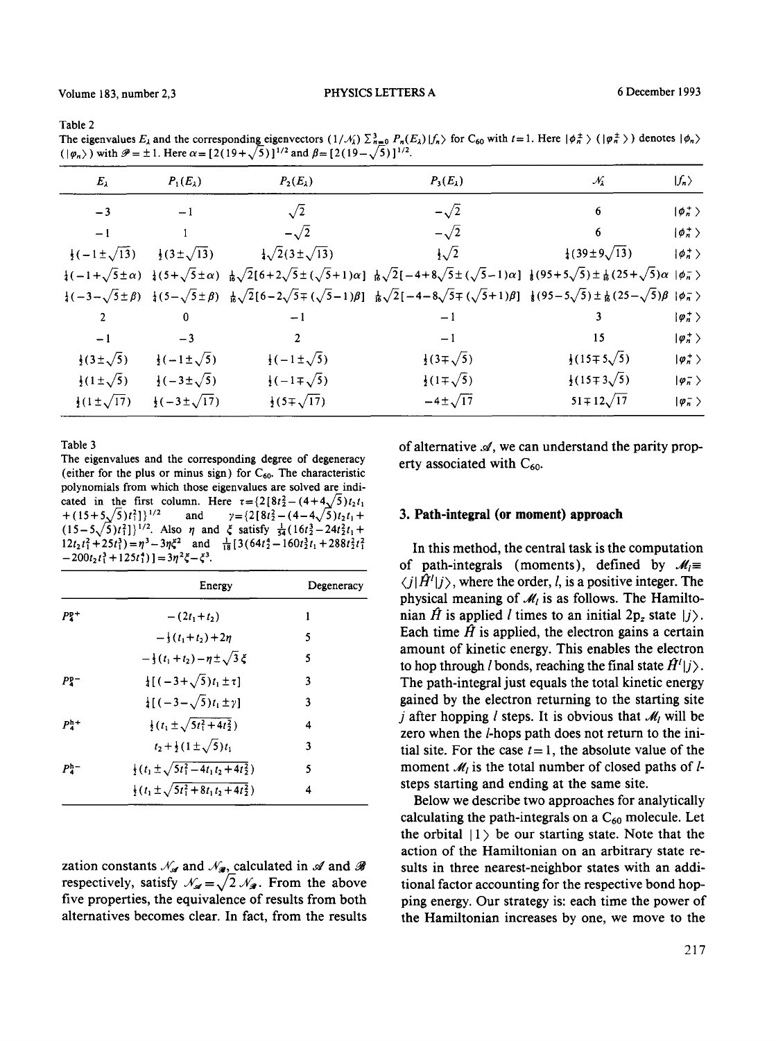Table 2

The eigenvalues $E_\lambda$ and the corresponding eigenvectors $(1/\mathcal{N}_\lambda)\sum_{n=0}^{3} P_n(E_\lambda)|f_n\rangle$ for $C_{60}$ with $t=1$. Here $|\phi_n^\pm\rangle$ ($|\varphi_n^\pm\rangle$) denotes $|\phi_n\rangle$ ($|\varphi_n\rangle$) with $\mathcal{P}=\pm 1$. Here $\alpha=[2(19+\sqrt{5})]^{1/2}$ and $\beta=[2(19-\sqrt{5})]^{1/2}$.

| $E_\lambda$ | $P_1(E_\lambda)$ | $P_2(E_\lambda)$ | $P_3(E_\lambda)$ | $\mathcal{N}_\lambda^2$ | $\|f_n\rangle$ |
|---|---|---|---|---|---|
| $-3$ | $-1$ | $\sqrt{2}$ | $-\sqrt{2}$ | 6 | $\|\phi_n^+\rangle$ |
| $-1$ | 1 | $-\sqrt{2}$ | $-\sqrt{2}$ | 6 | $\|\phi_n^+\rangle$ |
| $\frac{1}{2}(-1\pm\sqrt{13})$ | $\frac{1}{2}(3\pm\sqrt{13})$ | $\frac{1}{4}\sqrt{2}(3\pm\sqrt{13})$ | $\frac{1}{2}\sqrt{2}$ | $\frac{1}{4}(39\pm 9\sqrt{13})$ | $\|\phi_n^+\rangle$ |
| $\frac{1}{4}(-1+\sqrt{5}\pm\alpha)$ | $\frac{1}{4}(5+\sqrt{5}\pm\alpha)$ | $\frac{1}{16}\sqrt{2}[6+2\sqrt{5}\pm(\sqrt{5}+1)\alpha]$ | $\frac{1}{16}\sqrt{2}[-4+8\sqrt{5}\pm(\sqrt{5}-1)\alpha]$ | $\frac{1}{8}(95+5\sqrt{5})\pm\frac{1}{16}(25+\sqrt{5})\alpha$ | $\|\phi_n^-\rangle$ |
| $\frac{1}{4}(-3-\sqrt{5}\pm\beta)$ | $\frac{1}{4}(5-\sqrt{5}\pm\beta)$ | $\frac{1}{16}\sqrt{2}[6-2\sqrt{5}\mp(\sqrt{5}-1)\beta]$ | $\frac{1}{16}\sqrt{2}[-4-8\sqrt{5}\mp(\sqrt{5}+1)\beta]$ | $\frac{1}{8}(95-5\sqrt{5})\pm\frac{1}{16}(25-\sqrt{5})\beta$ | $\|\phi_n^-\rangle$ |
| 2 | 0 | $-1$ | $-1$ | 3 | $\|\varphi_n^+\rangle$ |
| $-1$ | $-3$ | 2 | $-1$ | 15 | $\|\varphi_n^+\rangle$ |
| $\frac{1}{2}(3\pm\sqrt{5})$ | $\frac{1}{2}(-1\pm\sqrt{5})$ | $\frac{1}{2}(-1\pm\sqrt{5})$ | $\frac{1}{2}(3\mp\sqrt{5})$ | $\frac{1}{2}(15\mp 5\sqrt{5})$ | $\|\varphi_n^+\rangle$ |
| $\frac{1}{2}(1\pm\sqrt{5})$ | $\frac{1}{2}(-3\pm\sqrt{5})$ | $\frac{1}{2}(-1\mp\sqrt{5})$ | $\frac{1}{2}(1\mp\sqrt{5})$ | $\frac{1}{2}(15\mp 3\sqrt{5})$ | $\|\varphi_n^-\rangle$ |
| $\frac{1}{2}(1\pm\sqrt{17})$ | $\frac{1}{2}(-3\pm\sqrt{17})$ | $\frac{1}{2}(5\mp\sqrt{17})$ | $-4\pm\sqrt{17}$ | $51\mp 12\sqrt{17}$ | $\|\varphi_n^-\rangle$ |

Table 3

The eigenvalues and the corresponding degree of degeneracy (either for the plus or minus sign) for $C_{60}$. The characteristic polynomials from which those eigenvalues are solved are indicated in the first column. Here $\tau=\{2[8t_2^2-(4+4\sqrt{5})t_2t_1+(15+5\sqrt{5})t_1^2]\}^{1/2}$ and $\gamma=\{2[8t_2^2-(4-4\sqrt{5})t_2t_1+(15-5\sqrt{5})t_1^2]\}^{1/2}$. Also $\eta$ and $\xi$ satisfy $\frac{1}{54}(16t_2^3-24t_2^2t_1+12t_2t_1^2+25t_1^3)=\eta^3-3\eta\xi^2$ and $\frac{1}{18}[3(64t_2^4-160t_2^3t_1+288t_2^2t_1^2-200t_2t_1^3+125t_1^4)]=3\eta^2\xi-\xi^3$.

| | Energy | Degeneracy |
|---|---|---|
| $P_4^{\mathrm{p}+}$ | $-(2t_1+t_2)$ | 1 |
| | $-\frac{1}{3}(t_1+t_2)+2\eta$ | 5 |
| | $-\frac{1}{3}(t_1+t_2)-\eta\pm\sqrt{3}\,\xi$ | 5 |
| $P_4^{\mathrm{p}-}$ | $\frac{1}{4}[(-3+\sqrt{5})t_1\pm\tau]$ | 3 |
| | $\frac{1}{4}[(-3-\sqrt{5})t_1\pm\gamma]$ | 3 |
| $P_4^{\mathrm{h}+}$ | $\frac{1}{2}(t_1\pm\sqrt{5t_1^2+4t_2^2})$ | 4 |
| | $t_2+\frac{1}{2}(1\pm\sqrt{5})t_1$ | 3 |
| $P_4^{\mathrm{h}-}$ | $\frac{1}{2}(t_1\pm\sqrt{5t_1^2-4t_1t_2+4t_2^2})$ | 5 |
| | $\frac{1}{2}(t_1\pm\sqrt{5t_1^2+8t_1t_2+4t_2^2})$ | 4 |

zation constants $\mathcal{N}_\mathcal{A}$ and $\mathcal{N}_\mathcal{B}$, calculated in $\mathcal{A}$ and $\mathcal{B}$ respectively, satisfy $\mathcal{N}_\mathcal{A}=\sqrt{2}\,\mathcal{N}_\mathcal{B}$. From the above five properties, the equivalence of results from both alternatives becomes clear. In fact, from the results of alternative $\mathcal{A}$, we can understand the parity property associated with $C_{60}$.

## 3. Path-integral (or moment) approach

In this method, the central task is the computation of path-integrals (moments), defined by $\mathcal{M}_l\equiv\langle j|\hat{H}^l|j\rangle$, where the order, $l$, is a positive integer. The physical meaning of $\mathcal{M}_l$ is as follows. The Hamiltonian $\hat{H}$ is applied $l$ times to an initial $2p_z$ state $|j\rangle$. Each time $\hat{H}$ is applied, the electron gains a certain amount of kinetic energy. This enables the electron to hop through $l$ bonds, reaching the final state $\hat{H}^l|j\rangle$. The path-integral just equals the total kinetic energy gained by the electron returning to the starting site $j$ after hopping $l$ steps. It is obvious that $\mathcal{M}_l$ will be zero when the $l$-hops path does not return to the initial site. For the case $t=1$, the absolute value of the moment $\mathcal{M}_l$ is the total number of closed paths of $l$-steps starting and ending at the same site.

Below we describe two approaches for analytically calculating the path-integrals on a $C_{60}$ molecule. Let the orbital $|1\rangle$ be our starting state. Note that the action of the Hamiltonian on an arbitrary state results in three nearest-neighbor states with an additional factor accounting for the respective bond hopping energy. Our strategy is: each time the power of the Hamiltonian increases by one, we move to the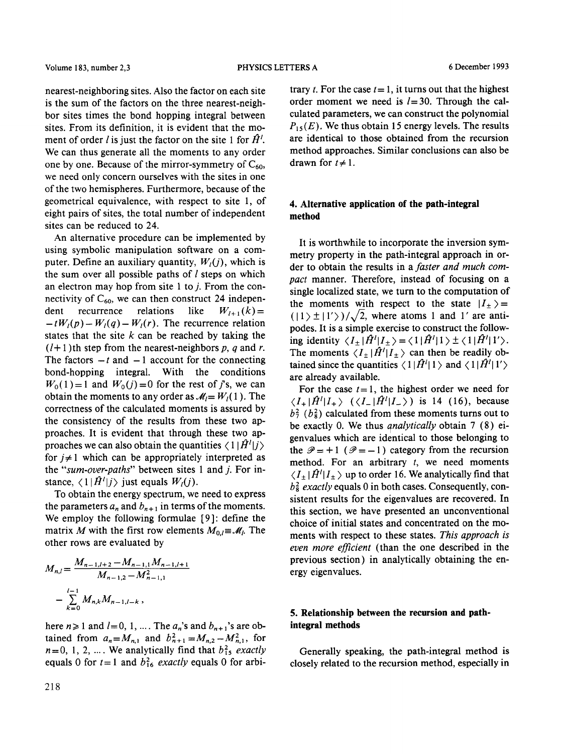nearest-neighboring sites. Also the factor on each site is the sum of the factors on the three nearest-neighbor sites times the bond hopping integral between sites. From its definition, it is evident that the moment of order $l$ is just the factor on the site 1 for $\hat{H}^l$. We can thus generate all the moments to any order one by one. Because of the mirror-symmetry of $C_{60}$, we need only concern ourselves with the sites in one of the two hemispheres. Furthermore, because of the geometrical equivalence, with respect to site 1, of eight pairs of sites, the total number of independent sites can be reduced to 24.

An alternative procedure can be implemented by using symbolic manipulation software on a computer. Define an auxiliary quantity, $W_l(j)$, which is the sum over all possible paths of $l$ steps on which an electron may hop from site 1 to $j$. From the connectivity of $C_{60}$, we can then construct 24 independent recurrence relations like $W_{l+1}(k) = -tW_l(p) - W_l(q) - W_l(r)$. The recurrence relation states that the site $k$ can be reached by taking the $(l+1)$th step from the nearest-neighbors $p$, $q$ and $r$. The factors $-t$ and $-1$ account for the connecting bond-hopping integral. With the conditions $W_0(1)=1$ and $W_0(j)=0$ for the rest of $j$'s, we can obtain the moments to any order as $\mathcal{M}_l = W_l(1)$. The correctness of the calculated moments is assured by the consistency of the results from these two approaches. It is evident that through these two approaches we can also obtain the quantities $\langle 1|\hat{H}^l|j\rangle$ for $j\neq 1$ which can be appropriately interpreted as the "*sum-over-paths*" between sites 1 and $j$. For instance, $\langle 1|\hat{H}^l|j\rangle$ just equals $W_l(j)$.

To obtain the energy spectrum, we need to express the parameters $a_n$ and $b_{n+1}$ in terms of the moments. We employ the following formulae [9]: define the matrix $M$ with the first row elements $M_{0,l}\equiv\mathcal{M}_l$. The other rows are evaluated by

$$M_{n,l} = \frac{M_{n-1,l+2} - M_{n-1,1}M_{n-1,l+1}}{M_{n-1,2} - M_{n-1,1}^2} - \sum_{k=0}^{l-1} M_{n,k}M_{n-1,l-k}\,,$$

here $n\geq 1$ and $l=0, 1, \ldots$. The $a_n$'s and $b_{n+1}$'s are obtained from $a_n = M_{n,1}$ and $b_{n+1}^2 = M_{n,2} - M_{n,1}^2$, for $n=0, 1, 2, \ldots$. We analytically find that $b_{15}^2$ *exactly* equals 0 for $t=1$ and $b_{16}^2$ *exactly* equals 0 for arbitrary $t$. For the case $t=1$, it turns out that the highest order moment we need is $l=30$. Through the calculated parameters, we can construct the polynomial $P_{15}(E)$. We thus obtain 15 energy levels. The results are identical to those obtained from the recursion method approaches. Similar conclusions can also be drawn for $t\neq 1$.

## 4. Alternative application of the path-integral method

It is worthwhile to incorporate the inversion symmetry property in the path-integral approach in order to obtain the results in a *faster and much compact* manner. Therefore, instead of focusing on a single localized state, we turn to the computation of the moments with respect to the state $|I_\pm\rangle = (|1\rangle \pm |1'\rangle)/\sqrt{2}$, where atoms 1 and 1′ are antipodes. It is a simple exercise to construct the following identity $\langle I_\pm|\hat{H}^l|I_\pm\rangle = \langle 1|\hat{H}^l|1\rangle \pm \langle 1|\hat{H}^l|1'\rangle$. The moments $\langle I_\pm|\hat{H}^l|I_\pm\rangle$ can then be readily obtained since the quantities $\langle 1|\hat{H}^l|1\rangle$ and $\langle 1|\hat{H}^l|1'\rangle$ are already available.

For the case $t=1$, the highest order we need for $\langle I_+|\hat{H}^l|I_+\rangle$ ($\langle I_-|\hat{H}^l|I_-\rangle$) is 14 (16), because $b_7^2$ ($b_8^2$) calculated from these moments turns out to be exactly 0. We thus *analytically* obtain 7 (8) eigenvalues which are identical to those belonging to the $\mathcal{P}=+1$ ($\mathcal{P}=-1$) category from the recursion method. For an arbitrary $t$, we need moments $\langle I_\pm|\hat{H}^l|I_\pm\rangle$ up to order 16. We analytically find that $b_8^2$ *exactly* equals 0 in both cases. Consequently, consistent results for the eigenvalues are recovered. In this section, we have presented an unconventional choice of initial states and concentrated on the moments with respect to these states. *This approach is even more efficient* (than the one described in the previous section) in analytically obtaining the energy eigenvalues.

## 5. Relationship between the recursion and path-integral methods

Generally speaking, the path-integral method is closely related to the recursion method, especially in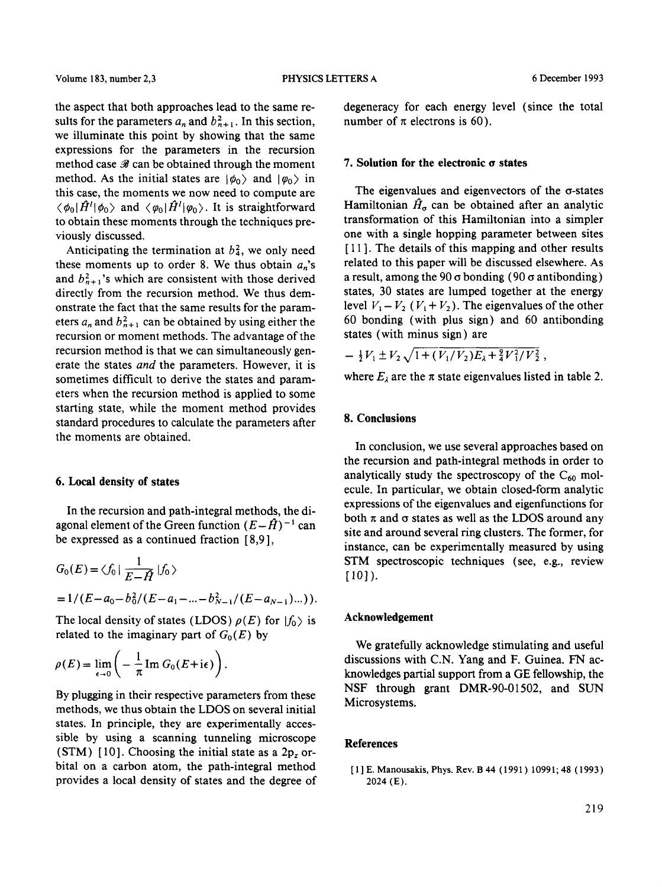the aspect that both approaches lead to the same results for the parameters $a_n$ and $b_{n+1}^2$. In this section, we illuminate this point by showing that the same expressions for the parameters in the recursion method case $\mathscr{B}$ can be obtained through the moment method. As the initial states are $|\phi_0\rangle$ and $|\varphi_0\rangle$ in this case, the moments we now need to compute are $\langle\phi_0|\hat{H}^l|\phi_0\rangle$ and $\langle\varphi_0|\hat{H}^l|\varphi_0\rangle$. It is straightforward to obtain these moments through the techniques previously discussed.

Anticipating the termination at $b_4^2$, we only need these moments up to order 8. We thus obtain $a_n$'s and $b_{n+1}^2$'s which are consistent with those derived directly from the recursion method. We thus demonstrate the fact that the same results for the parameters $a_n$ and $b_{n+1}^2$ can be obtained by using either the recursion or moment methods. The advantage of the recursion method is that we can simultaneously generate the states *and* the parameters. However, it is sometimes difficult to derive the states and parameters when the recursion method is applied to some starting state, while the moment method provides standard procedures to calculate the parameters after the moments are obtained.

## 6. Local density of states

In the recursion and path-integral methods, the diagonal element of the Green function $(E-\hat{H})^{-1}$ can be expressed as a continued fraction [8,9],

$$G_0(E)=\langle f_0|\frac{1}{E-\hat{H}}|f_0\rangle$$

$$=1/(E-a_0-b_0^2/(E-a_1-...-b_{N-1}^2/(E-a_{N-1})...)).$$

The local density of states (LDOS) $\rho(E)$ for $|f_0\rangle$ is related to the imaginary part of $G_0(E)$ by

$$\rho(E)=\lim_{\epsilon\to 0}\left(-\frac{1}{\pi}\operatorname{Im}G_0(E+i\epsilon)\right).$$

By plugging in their respective parameters from these methods, we thus obtain the LDOS on several initial states. In principle, they are experimentally accessible by using a scanning tunneling microscope (STM) [10]. Choosing the initial state as a $2p_z$ orbital on a carbon atom, the path-integral method provides a local density of states and the degree of degeneracy for each energy level (since the total number of π electrons is 60).

## 7. Solution for the electronic σ states

The eigenvalues and eigenvectors of the σ-states Hamiltonian $\hat{H}_\sigma$ can be obtained after an analytic transformation of this Hamiltonian into a simpler one with a single hopping parameter between sites [11]. The details of this mapping and other results related to this paper will be discussed elsewhere. As a result, among the 90 σ bonding (90 σ antibonding) states, 30 states are lumped together at the energy level $V_1-V_2$ $(V_1+V_2)$. The eigenvalues of the other 60 bonding (with plus sign) and 60 antibonding states (with minus sign) are

$$-\tfrac{1}{2}V_1\pm V_2\sqrt{1+(V_1/V_2)E_\lambda+\tfrac{9}{4}V_1^2/V_2^2}\,,$$

where $E_\lambda$ are the π state eigenvalues listed in table 2.

## 8. Conclusions

In conclusion, we use several approaches based on the recursion and path-integral methods in order to analytically study the spectroscopy of the $C_{60}$ molecule. In particular, we obtain closed-form analytic expressions of the eigenvalues and eigenfunctions for both π and σ states as well as the LDOS around any site and around several ring clusters. The former, for instance, can be experimentally measured by using STM spectroscopic techniques (see, e.g., review [10]).

## Acknowledgement

We gratefully acknowledge stimulating and useful discussions with C.N. Yang and F. Guinea. FN acknowledges partial support from a GE fellowship, the NSF through grant DMR-90-01502, and SUN Microsystems.

## References

[1] E. Manousakis, Phys. Rev. B 44 (1991) 10991; 48 (1993) 2024 (E).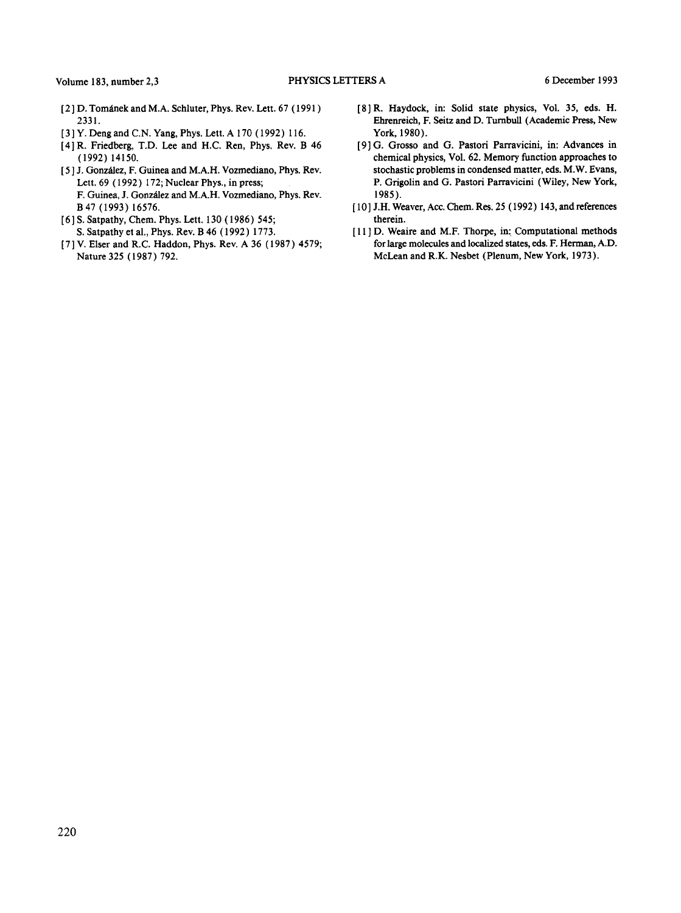[2] D. Tománek and M.A. Schluter, Phys. Rev. Lett. 67 (1991) 2331.

[3] Y. Deng and C.N. Yang, Phys. Lett. A 170 (1992) 116.

[4] R. Friedberg, T.D. Lee and H.C. Ren, Phys. Rev. B 46 (1992) 14150.

[5] J. González, F. Guinea and M.A.H. Vozmediano, Phys. Rev. Lett. 69 (1992) 172; Nuclear Phys., in press; F. Guinea, J. González and M.A.H. Vozmediano, Phys. Rev. B 47 (1993) 16576.

[6] S. Satpathy, Chem. Phys. Lett. 130 (1986) 545; S. Satpathy et al., Phys. Rev. B 46 (1992) 1773.

[7] V. Elser and R.C. Haddon, Phys. Rev. A 36 (1987) 4579; Nature 325 (1987) 792.

[8] R. Haydock, in: Solid state physics, Vol. 35, eds. H. Ehrenreich, F. Seitz and D. Turnbull (Academic Press, New York, 1980).

[9] G. Grosso and G. Pastori Parravicini, in: Advances in chemical physics, Vol. 62. Memory function approaches to stochastic problems in condensed matter, eds. M.W. Evans, P. Grigolin and G. Pastori Parravicini (Wiley, New York, 1985).

[10] J.H. Weaver, Acc. Chem. Res. 25 (1992) 143, and references therein.

[11] D. Weaire and M.F. Thorpe, in: Computational methods for large molecules and localized states, eds. F. Herman, A.D. McLean and R.K. Nesbet (Plenum, New York, 1973).